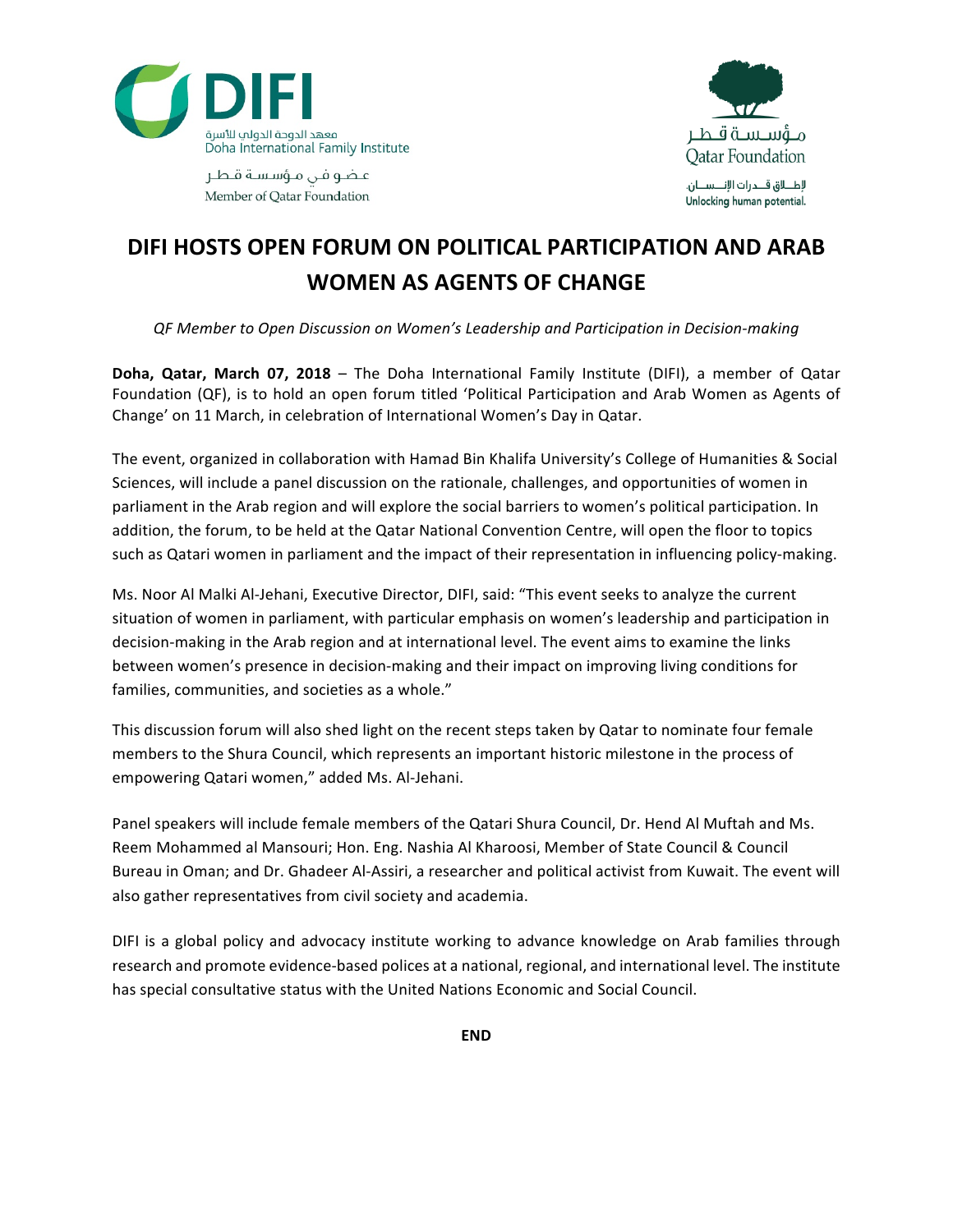معهد الدوحة الدولي للأسرة
Doha International Family Institute

عضو في مؤسسة قطر
Member of Qatar Foundation

مؤسسة قطر
Qatar Foundation

لإطلاق قدرات الإنسان.
Unlocking human potential.

# DIFI HOSTS OPEN FORUM ON POLITICAL PARTICIPATION AND ARAB WOMEN AS AGENTS OF CHANGE

*QF Member to Open Discussion on Women's Leadership and Participation in Decision-making*

**Doha, Qatar, March 07, 2018** – The Doha International Family Institute (DIFI), a member of Qatar Foundation (QF), is to hold an open forum titled 'Political Participation and Arab Women as Agents of Change' on 11 March, in celebration of International Women's Day in Qatar.

The event, organized in collaboration with Hamad Bin Khalifa University's College of Humanities & Social Sciences, will include a panel discussion on the rationale, challenges, and opportunities of women in parliament in the Arab region and will explore the social barriers to women's political participation. In addition, the forum, to be held at the Qatar National Convention Centre, will open the floor to topics such as Qatari women in parliament and the impact of their representation in influencing policy-making.

Ms. Noor Al Malki Al-Jehani, Executive Director, DIFI, said: "This event seeks to analyze the current situation of women in parliament, with particular emphasis on women's leadership and participation in decision-making in the Arab region and at international level. The event aims to examine the links between women's presence in decision-making and their impact on improving living conditions for families, communities, and societies as a whole."

This discussion forum will also shed light on the recent steps taken by Qatar to nominate four female members to the Shura Council, which represents an important historic milestone in the process of empowering Qatari women," added Ms. Al-Jehani.

Panel speakers will include female members of the Qatari Shura Council, Dr. Hend Al Muftah and Ms. Reem Mohammed al Mansouri; Hon. Eng. Nashia Al Kharoosi, Member of State Council & Council Bureau in Oman; and Dr. Ghadeer Al-Assiri, a researcher and political activist from Kuwait. The event will also gather representatives from civil society and academia.

DIFI is a global policy and advocacy institute working to advance knowledge on Arab families through research and promote evidence-based polices at a national, regional, and international level. The institute has special consultative status with the United Nations Economic and Social Council.

**END**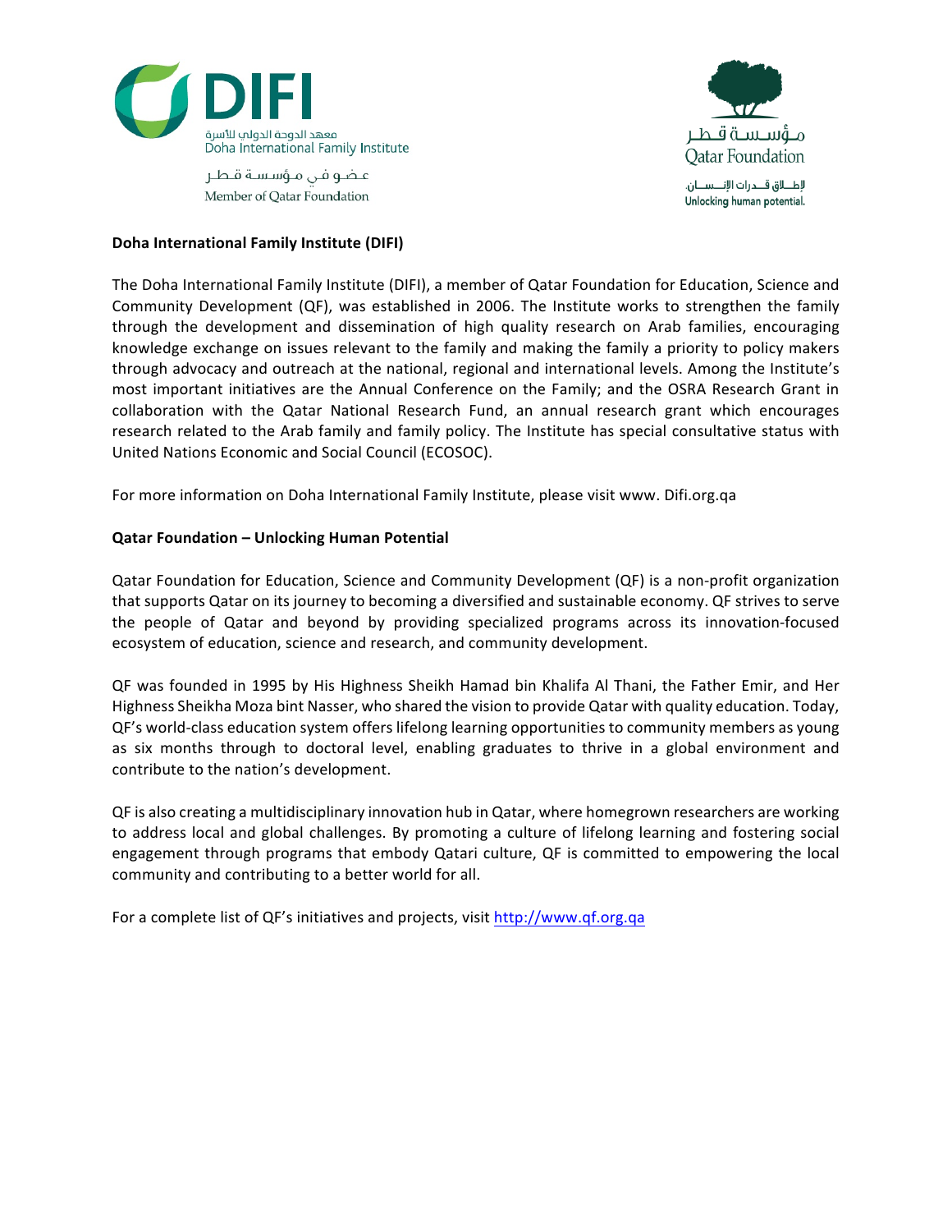معهد الدوحة الدولي للأسرة
Doha International Family Institute

عضو في مؤسسة قطر
Member of Qatar Foundation

مؤسسة قطر
Qatar Foundation

لإطلاق قدرات الإنسان.
Unlocking human potential.

**Doha International Family Institute (DIFI)**

The Doha International Family Institute (DIFI), a member of Qatar Foundation for Education, Science and Community Development (QF), was established in 2006. The Institute works to strengthen the family through the development and dissemination of high quality research on Arab families, encouraging knowledge exchange on issues relevant to the family and making the family a priority to policy makers through advocacy and outreach at the national, regional and international levels. Among the Institute's most important initiatives are the Annual Conference on the Family; and the OSRA Research Grant in collaboration with the Qatar National Research Fund, an annual research grant which encourages research related to the Arab family and family policy. The Institute has special consultative status with United Nations Economic and Social Council (ECOSOC).

For more information on Doha International Family Institute, please visit www. Difi.org.qa

**Qatar Foundation – Unlocking Human Potential**

Qatar Foundation for Education, Science and Community Development (QF) is a non-profit organization that supports Qatar on its journey to becoming a diversified and sustainable economy. QF strives to serve the people of Qatar and beyond by providing specialized programs across its innovation-focused ecosystem of education, science and research, and community development.

QF was founded in 1995 by His Highness Sheikh Hamad bin Khalifa Al Thani, the Father Emir, and Her Highness Sheikha Moza bint Nasser, who shared the vision to provide Qatar with quality education. Today, QF's world-class education system offers lifelong learning opportunities to community members as young as six months through to doctoral level, enabling graduates to thrive in a global environment and contribute to the nation's development.

QF is also creating a multidisciplinary innovation hub in Qatar, where homegrown researchers are working to address local and global challenges. By promoting a culture of lifelong learning and fostering social engagement through programs that embody Qatari culture, QF is committed to empowering the local community and contributing to a better world for all.

For a complete list of QF's initiatives and projects, visit http://www.qf.org.qa